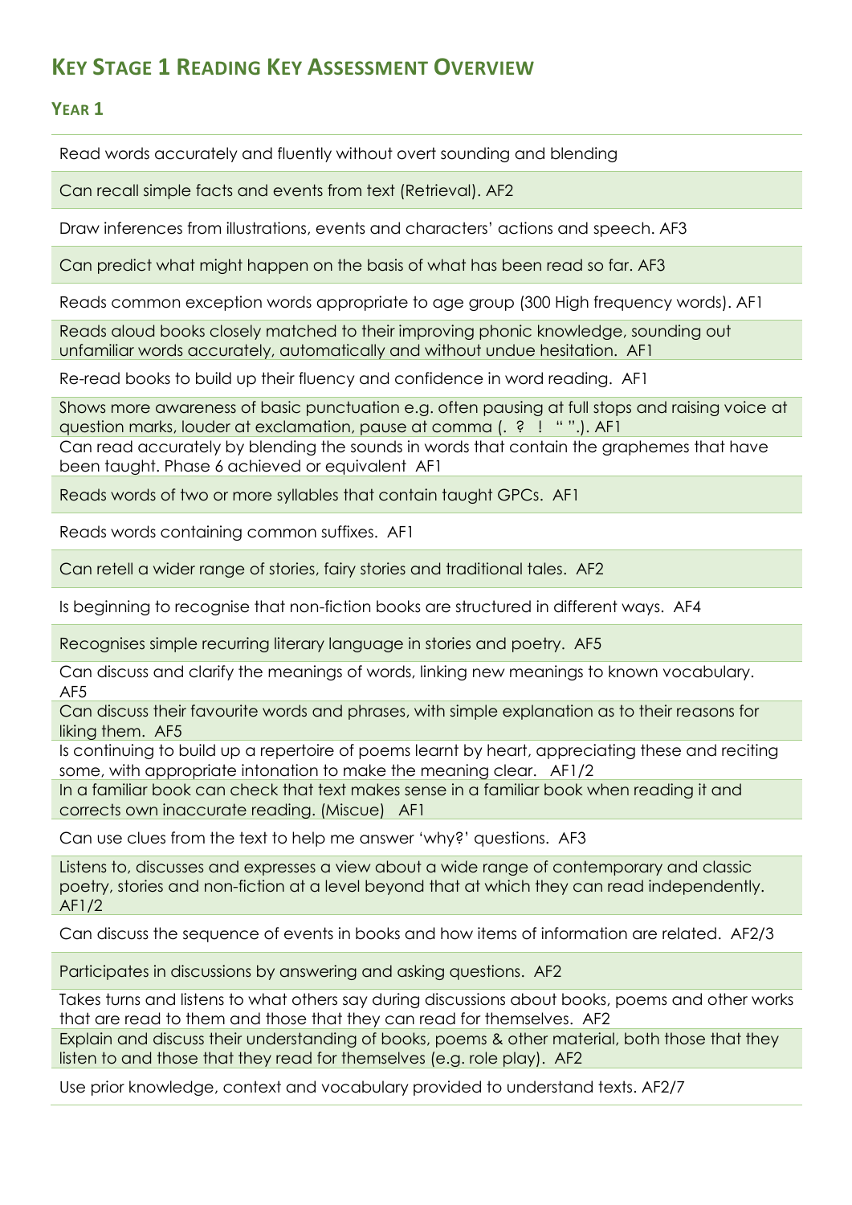# KEY STAGE 1 READING KEY ASSESSMENT OVERVIEW

## YEAR 1

| |
|---|
| Read words accurately and fluently without overt sounding and blending |
| Can recall simple facts and events from text (Retrieval). AF2 |
| Draw inferences from illustrations, events and characters' actions and speech. AF3 |
| Can predict what might happen on the basis of what has been read so far. AF3 |
| Reads common exception words appropriate to age group (300 High frequency words). AF1 |
| Reads aloud books closely matched to their improving phonic knowledge, sounding out unfamiliar words accurately, automatically and without undue hesitation. AF1 |
| Re-read books to build up their fluency and confidence in word reading. AF1 |
| Shows more awareness of basic punctuation e.g. often pausing at full stops and raising voice at question marks, louder at exclamation, pause at comma (. ? ! " ".). AF1 |
| Can read accurately by blending the sounds in words that contain the graphemes that have been taught. Phase 6 achieved or equivalent AF1 |
| Reads words of two or more syllables that contain taught GPCs. AF1 |
| Reads words containing common suffixes. AF1 |
| Can retell a wider range of stories, fairy stories and traditional tales. AF2 |
| Is beginning to recognise that non-fiction books are structured in different ways. AF4 |
| Recognises simple recurring literary language in stories and poetry. AF5 |
| Can discuss and clarify the meanings of words, linking new meanings to known vocabulary. AF5 |
| Can discuss their favourite words and phrases, with simple explanation as to their reasons for liking them. AF5 |
| Is continuing to build up a repertoire of poems learnt by heart, appreciating these and reciting some, with appropriate intonation to make the meaning clear. AF1/2 |
| In a familiar book can check that text makes sense in a familiar book when reading it and corrects own inaccurate reading. (Miscue) AF1 |
| Can use clues from the text to help me answer 'why?' questions. AF3 |
| Listens to, discusses and expresses a view about a wide range of contemporary and classic poetry, stories and non-fiction at a level beyond that at which they can read independently. AF1/2 |
| Can discuss the sequence of events in books and how items of information are related. AF2/3 |
| Participates in discussions by answering and asking questions. AF2 |
| Takes turns and listens to what others say during discussions about books, poems and other works that are read to them and those that they can read for themselves. AF2 |
| Explain and discuss their understanding of books, poems & other material, both those that they listen to and those that they read for themselves (e.g. role play). AF2 |
| Use prior knowledge, context and vocabulary provided to understand texts. AF2/7 |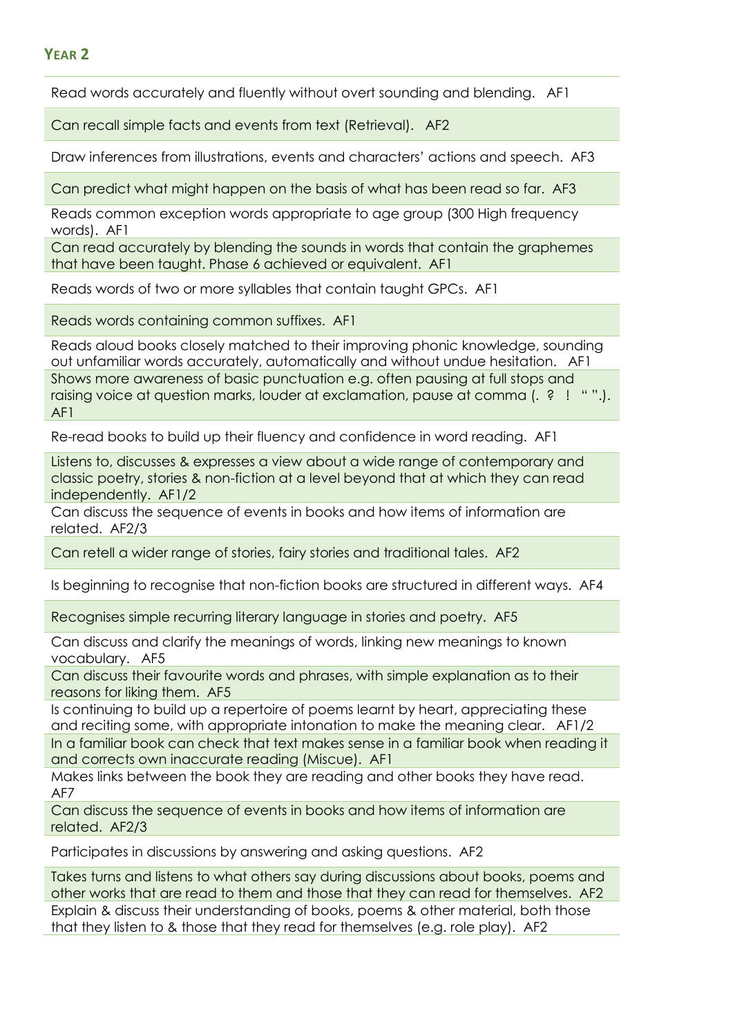## Year 2

Read words accurately and fluently without overt sounding and blending. AF1

Can recall simple facts and events from text (Retrieval). AF2

Draw inferences from illustrations, events and characters' actions and speech. AF3

Can predict what might happen on the basis of what has been read so far. AF3

Reads common exception words appropriate to age group (300 High frequency words). AF1

Can read accurately by blending the sounds in words that contain the graphemes that have been taught. Phase 6 achieved or equivalent. AF1

Reads words of two or more syllables that contain taught GPCs. AF1

Reads words containing common suffixes. AF1

Reads aloud books closely matched to their improving phonic knowledge, sounding out unfamiliar words accurately, automatically and without undue hesitation. AF1

Shows more awareness of basic punctuation e.g. often pausing at full stops and raising voice at question marks, louder at exclamation, pause at comma (. ? ! " ".). AF1

Re-read books to build up their fluency and confidence in word reading. AF1

Listens to, discusses & expresses a view about a wide range of contemporary and classic poetry, stories & non-fiction at a level beyond that at which they can read independently. AF1/2

Can discuss the sequence of events in books and how items of information are related. AF2/3

Can retell a wider range of stories, fairy stories and traditional tales. AF2

Is beginning to recognise that non-fiction books are structured in different ways. AF4

Recognises simple recurring literary language in stories and poetry. AF5

Can discuss and clarify the meanings of words, linking new meanings to known vocabulary. AF5

Can discuss their favourite words and phrases, with simple explanation as to their reasons for liking them. AF5

Is continuing to build up a repertoire of poems learnt by heart, appreciating these and reciting some, with appropriate intonation to make the meaning clear. AF1/2

In a familiar book can check that text makes sense in a familiar book when reading it and corrects own inaccurate reading (Miscue). AF1

Makes links between the book they are reading and other books they have read. AF7

Can discuss the sequence of events in books and how items of information are related. AF2/3

Participates in discussions by answering and asking questions. AF2

Takes turns and listens to what others say during discussions about books, poems and other works that are read to them and those that they can read for themselves. AF2

Explain & discuss their understanding of books, poems & other material, both those that they listen to & those that they read for themselves (e.g. role play). AF2